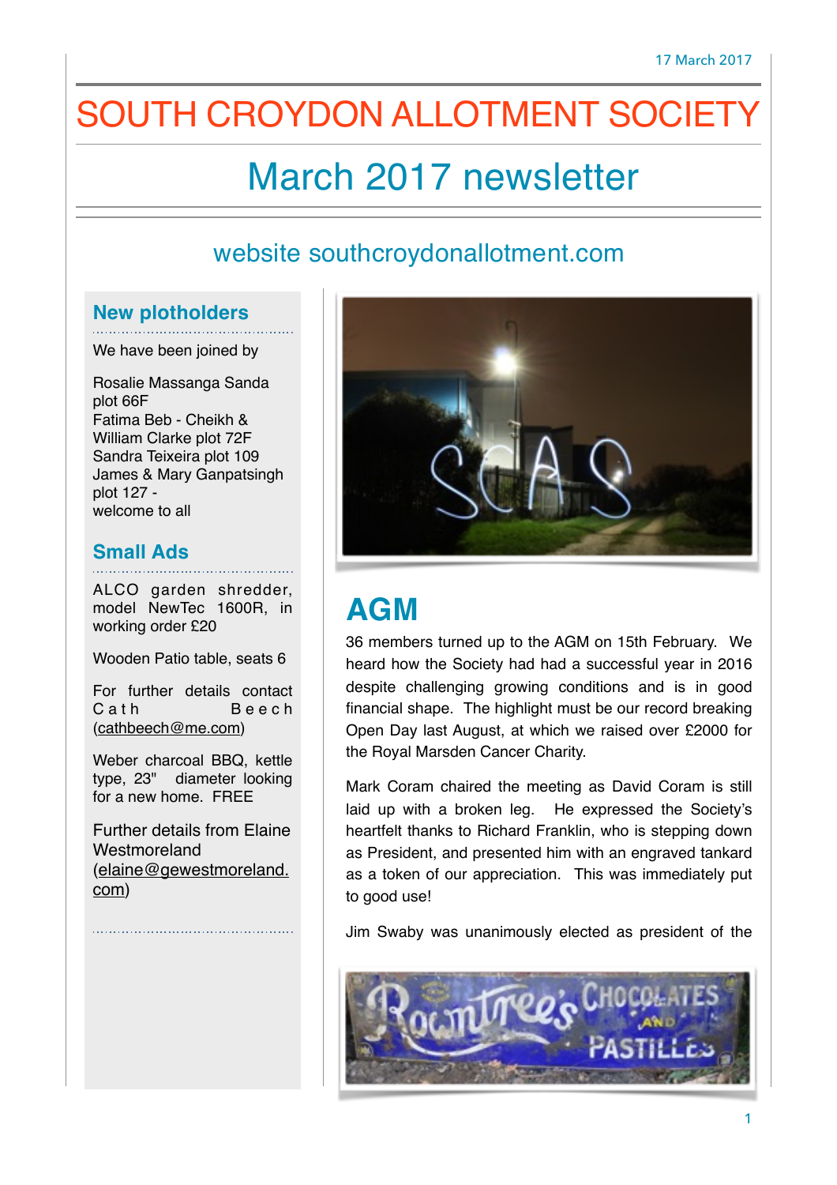17 March 2017

# SOUTH CROYDON ALLOTMENT SOCIETY

## March 2017 newsletter

website southcroydonallotment.com

### New plotholders

We have been joined by

Rosalie Massanga Sanda plot 66F
Fatima Beb - Cheikh & William Clarke plot 72F
Sandra Teixeira plot 109
James & Mary Ganpatsingh plot 127 -
welcome to all

### Small Ads

ALCO garden shredder, model NewTec 1600R, in working order £20

Wooden Patio table, seats 6

For further details contact Cath Beech (cathbeech@me.com)

Weber charcoal BBQ, kettle type, 23" diameter looking for a new home. FREE

Further details from Elaine Westmoreland (elaine@gewestmoreland.com)

## AGM

36 members turned up to the AGM on 15th February. We heard how the Society had had a successful year in 2016 despite challenging growing conditions and is in good financial shape. The highlight must be our record breaking Open Day last August, at which we raised over £2000 for the Royal Marsden Cancer Charity.

Mark Coram chaired the meeting as David Coram is still laid up with a broken leg. He expressed the Society's heartfelt thanks to Richard Franklin, who is stepping down as President, and presented him with an engraved tankard as a token of our appreciation. This was immediately put to good use!

Jim Swaby was unanimously elected as president of the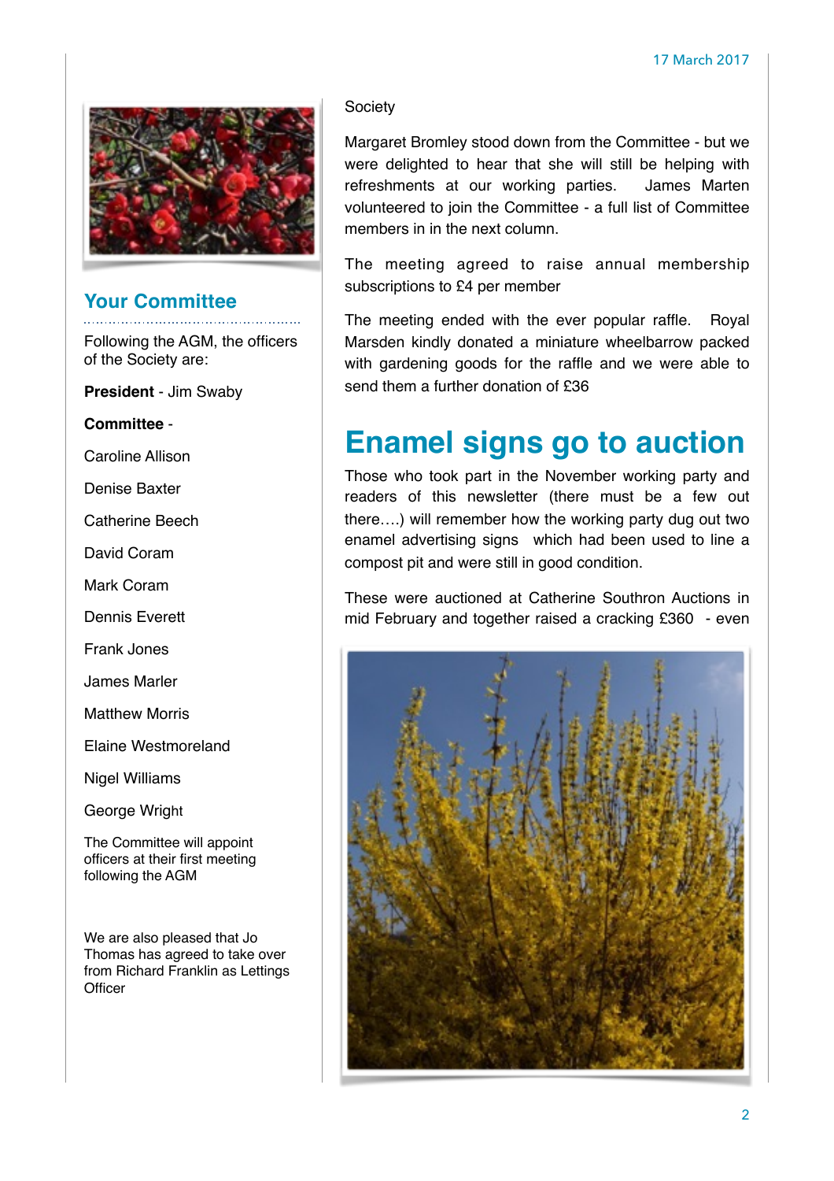## Your Committee

Following the AGM, the officers of the Society are:

**President** - Jim Swaby

**Committee** -

Caroline Allison

Denise Baxter

Catherine Beech

David Coram

Mark Coram

Dennis Everett

Frank Jones

James Marler

Matthew Morris

Elaine Westmoreland

Nigel Williams

George Wright

The Committee will appoint officers at their first meeting following the AGM

We are also pleased that Jo Thomas has agreed to take over from Richard Franklin as Lettings Officer

Society

Margaret Bromley stood down from the Committee - but we were delighted to hear that she will still be helping with refreshments at our working parties. James Marten volunteered to join the Committee - a full list of Committee members in in the next column.

The meeting agreed to raise annual membership subscriptions to £4 per member

The meeting ended with the ever popular raffle. Royal Marsden kindly donated a miniature wheelbarrow packed with gardening goods for the raffle and we were able to send them a further donation of £36

# Enamel signs go to auction

Those who took part in the November working party and readers of this newsletter (there must be a few out there….) will remember how the working party dug out two enamel advertising signs which had been used to line a compost pit and were still in good condition.

These were auctioned at Catherine Southron Auctions in mid February and together raised a cracking £360 - even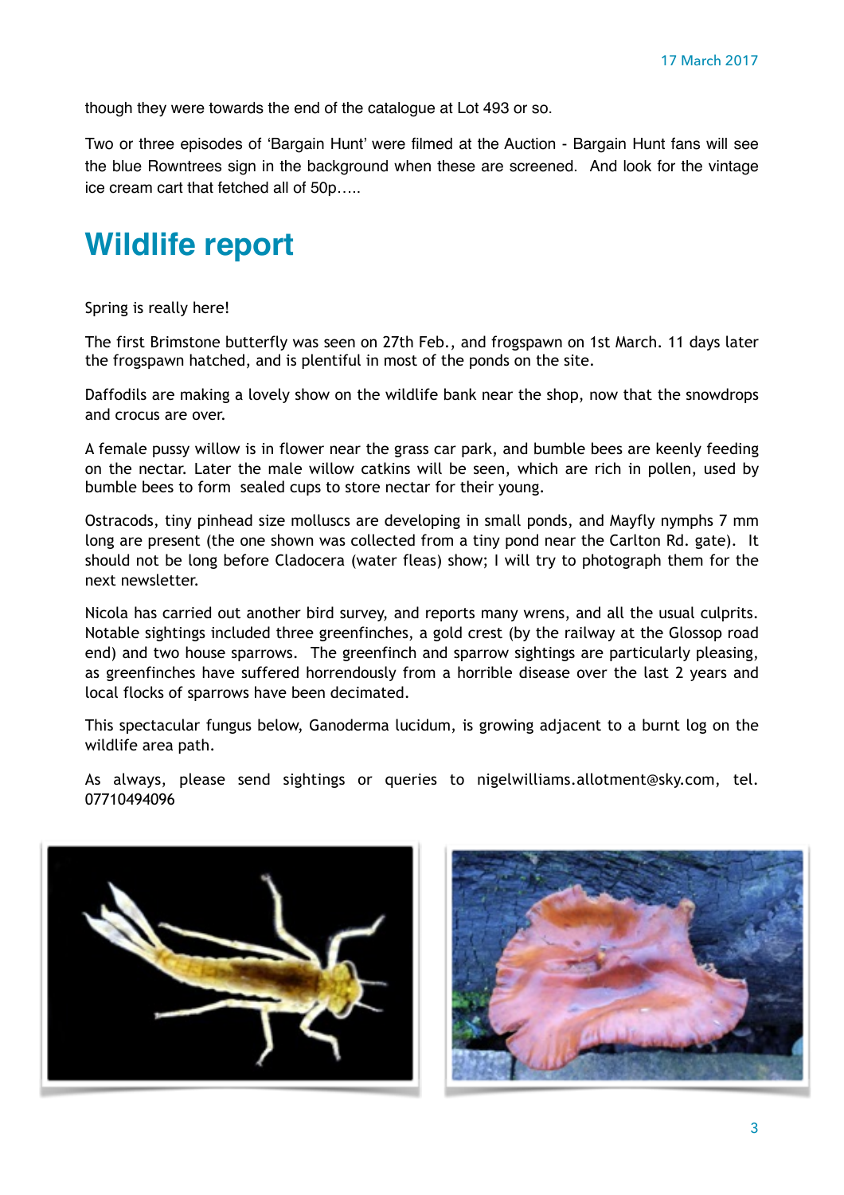though they were towards the end of the catalogue at Lot 493 or so.

Two or three episodes of 'Bargain Hunt' were filmed at the Auction - Bargain Hunt fans will see the blue Rowntrees sign in the background when these are screened. And look for the vintage ice cream cart that fetched all of 50p…..

# Wildlife report

Spring is really here!

The first Brimstone butterfly was seen on 27th Feb., and frogspawn on 1st March. 11 days later the frogspawn hatched, and is plentiful in most of the ponds on the site.

Daffodils are making a lovely show on the wildlife bank near the shop, now that the snowdrops and crocus are over.

A female pussy willow is in flower near the grass car park, and bumble bees are keenly feeding on the nectar. Later the male willow catkins will be seen, which are rich in pollen, used by bumble bees to form sealed cups to store nectar for their young.

Ostracods, tiny pinhead size molluscs are developing in small ponds, and Mayfly nymphs 7 mm long are present (the one shown was collected from a tiny pond near the Carlton Rd. gate). It should not be long before Cladocera (water fleas) show; I will try to photograph them for the next newsletter.

Nicola has carried out another bird survey, and reports many wrens, and all the usual culprits. Notable sightings included three greenfinches, a gold crest (by the railway at the Glossop road end) and two house sparrows. The greenfinch and sparrow sightings are particularly pleasing, as greenfinches have suffered horrendously from a horrible disease over the last 2 years and local flocks of sparrows have been decimated.

This spectacular fungus below, Ganoderma lucidum, is growing adjacent to a burnt log on the wildlife area path.

As always, please send sightings or queries to nigelwilliams.allotment@sky.com, tel. 07710494096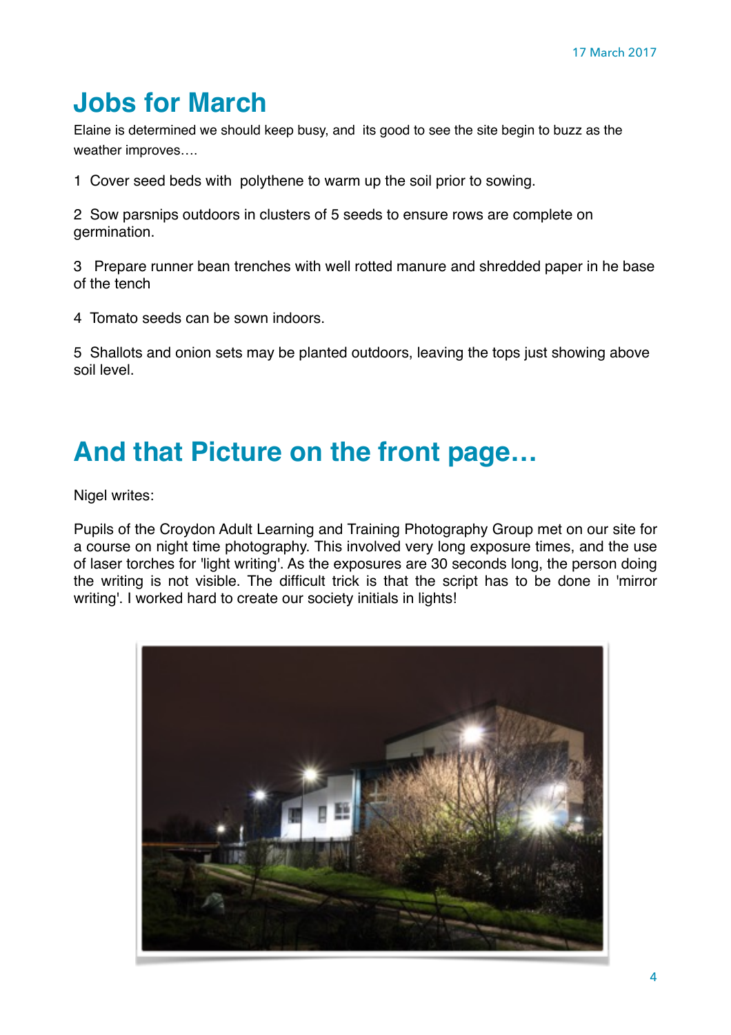# Jobs for March

Elaine is determined we should keep busy, and  its good to see the site begin to buzz as the weather improves….

1  Cover seed beds with  polythene to warm up the soil prior to sowing.

2  Sow parsnips outdoors in clusters of 5 seeds to ensure rows are complete on germination.

3   Prepare runner bean trenches with well rotted manure and shredded paper in he base of the tench

4  Tomato seeds can be sown indoors.

5  Shallots and onion sets may be planted outdoors, leaving the tops just showing above soil level.

# And that Picture on the front page…

Nigel writes:

Pupils of the Croydon Adult Learning and Training Photography Group met on our site for a course on night time photography. This involved very long exposure times, and the use of laser torches for 'light writing'. As the exposures are 30 seconds long, the person doing the writing is not visible. The difficult trick is that the script has to be done in 'mirror writing'. I worked hard to create our society initials in lights!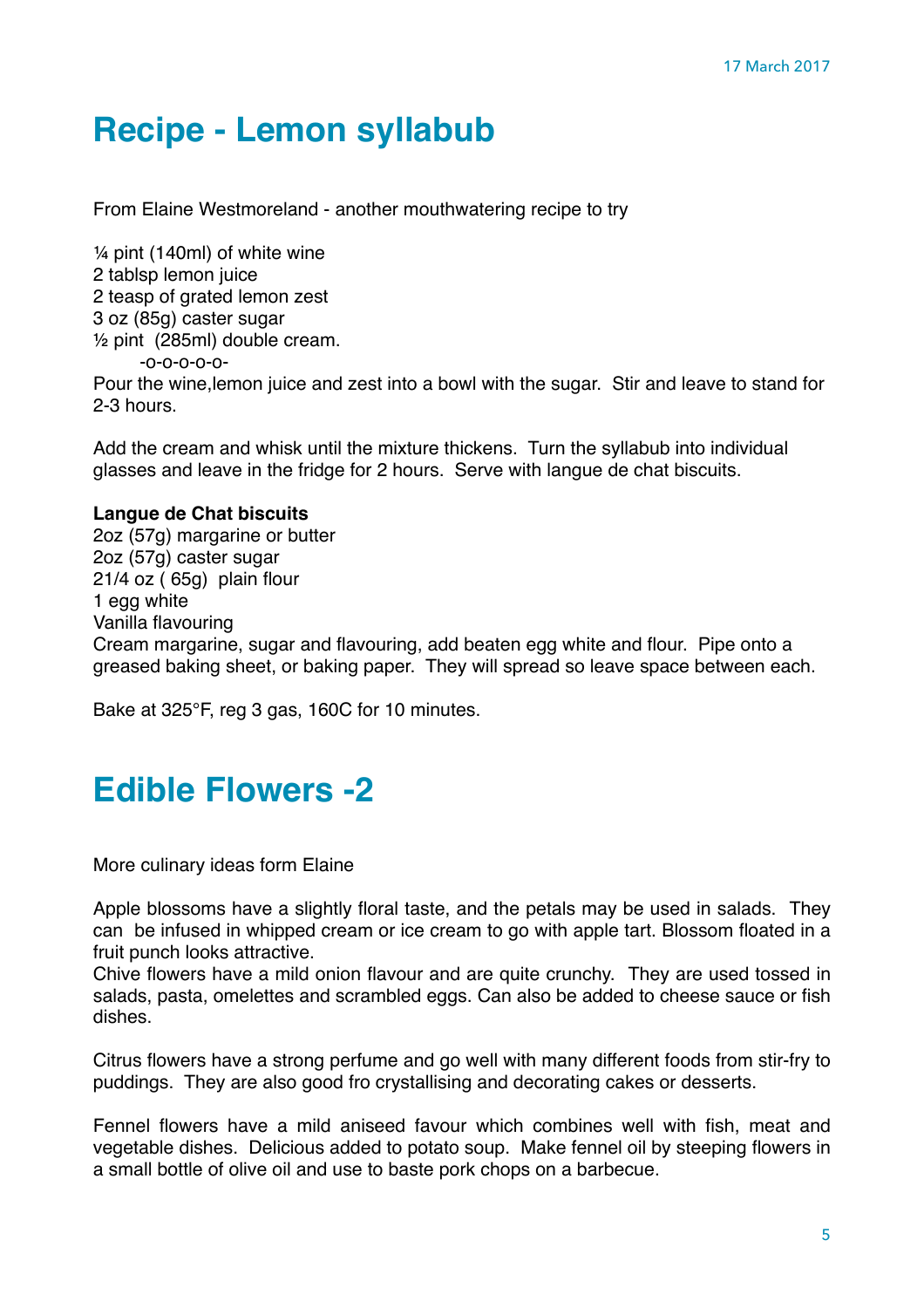17 March 2017

# Recipe - Lemon syllabub

From Elaine Westmoreland - another mouthwatering recipe to try

¼ pint (140ml) of white wine
2 tablsp lemon juice
2 teasp of grated lemon zest
3 oz (85g) caster sugar
½ pint (285ml) double cream.
-o-o-o-o-o-

Pour the wine,lemon juice and zest into a bowl with the sugar. Stir and leave to stand for 2-3 hours.

Add the cream and whisk until the mixture thickens. Turn the syllabub into individual glasses and leave in the fridge for 2 hours. Serve with langue de chat biscuits.

**Langue de Chat biscuits**
2oz (57g) margarine or butter
2oz (57g) caster sugar
21/4 oz ( 65g) plain flour
1 egg white
Vanilla flavouring
Cream margarine, sugar and flavouring, add beaten egg white and flour. Pipe onto a greased baking sheet, or baking paper. They will spread so leave space between each.

Bake at 325°F, reg 3 gas, 160C for 10 minutes.

# Edible Flowers -2

More culinary ideas form Elaine

Apple blossoms have a slightly floral taste, and the petals may be used in salads. They can be infused in whipped cream or ice cream to go with apple tart. Blossom floated in a fruit punch looks attractive.
Chive flowers have a mild onion flavour and are quite crunchy. They are used tossed in salads, pasta, omelettes and scrambled eggs. Can also be added to cheese sauce or fish dishes.

Citrus flowers have a strong perfume and go well with many different foods from stir-fry to puddings. They are also good fro crystallising and decorating cakes or desserts.

Fennel flowers have a mild aniseed favour which combines well with fish, meat and vegetable dishes. Delicious added to potato soup. Make fennel oil by steeping flowers in a small bottle of olive oil and use to baste pork chops on a barbecue.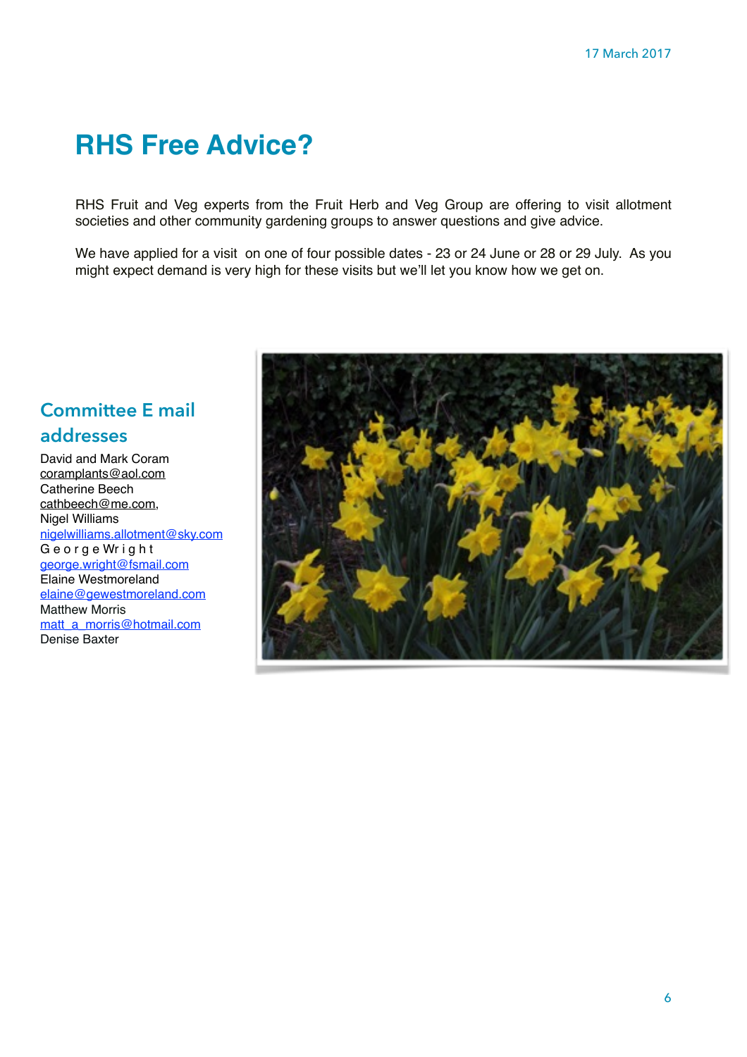17 March 2017

# RHS Free Advice?

RHS Fruit and Veg experts from the Fruit Herb and Veg Group are offering to visit allotment societies and other community gardening groups to answer questions and give advice.

We have applied for a visit on one of four possible dates - 23 or 24 June or 28 or 29 July. As you might expect demand is very high for these visits but we'll let you know how we get on.

## Committee E mail addresses

David and Mark Coram
coramplants@aol.com
Catherine Beech
cathbeech@me.com,
Nigel Williams
nigelwilliams.allotment@sky.com
George Wright
george.wright@fsmail.com
Elaine Westmoreland
elaine@gewestmoreland.com
Matthew Morris
matt_a_morris@hotmail.com
Denise Baxter